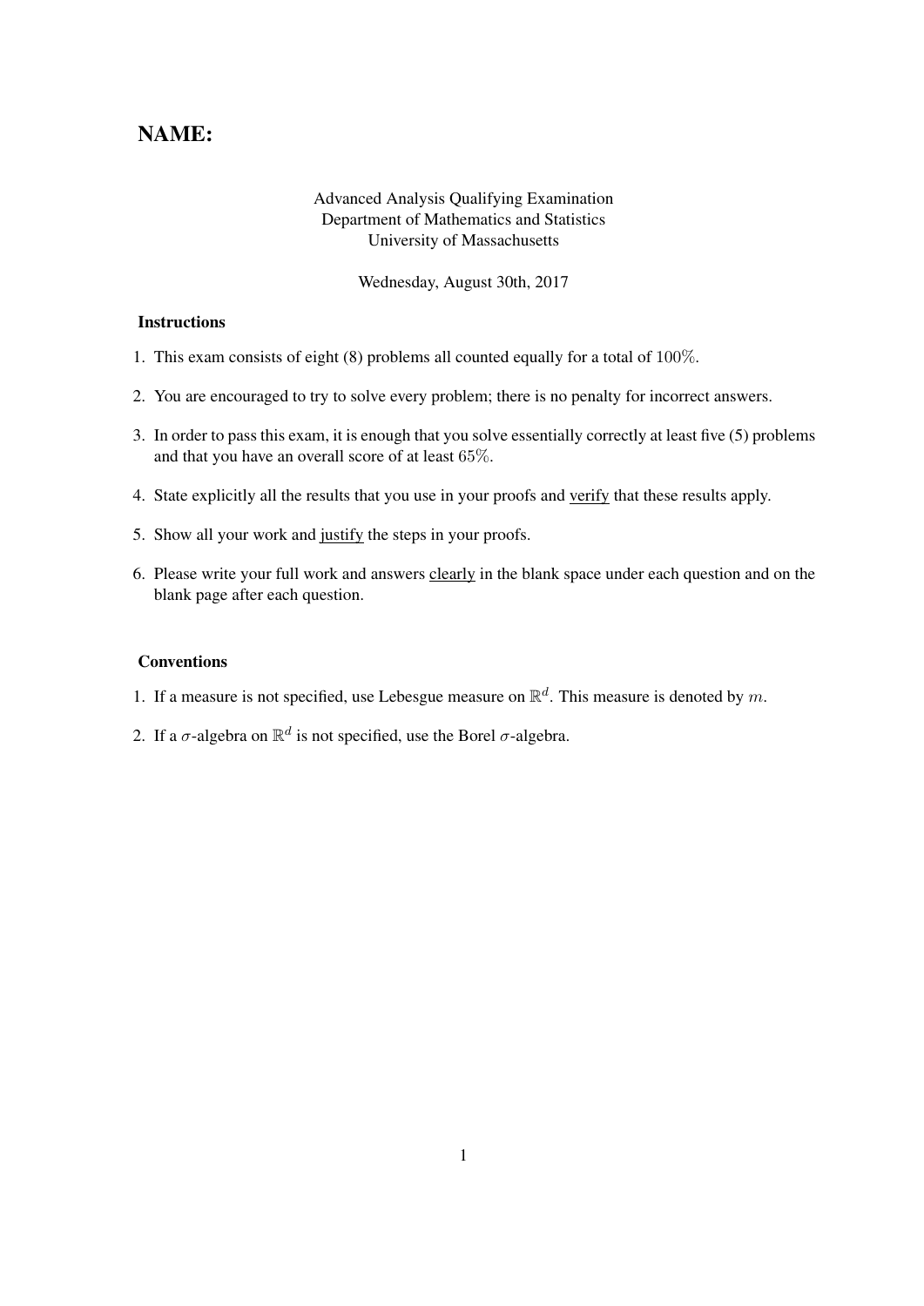# NAME:

Advanced Analysis Qualifying Examination
Department of Mathematics and Statistics
University of Massachusetts

Wednesday, August 30th, 2017

### Instructions

1. This exam consists of eight (8) problems all counted equally for a total of $100\%$.
2. You are encouraged to try to solve every problem; there is no penalty for incorrect answers.
3. In order to pass this exam, it is enough that you solve essentially correctly at least five (5) problems and that you have an overall score of at least $65\%$.
4. State explicitly all the results that you use in your proofs and verify that these results apply.
5. Show all your work and justify the steps in your proofs.
6. Please write your full work and answers clearly in the blank space under each question and on the blank page after each question.

### Conventions

1. If a measure is not specified, use Lebesgue measure on $\mathbb{R}^d$. This measure is denoted by $m$.
2. If a $\sigma$-algebra on $\mathbb{R}^d$ is not specified, use the Borel $\sigma$-algebra.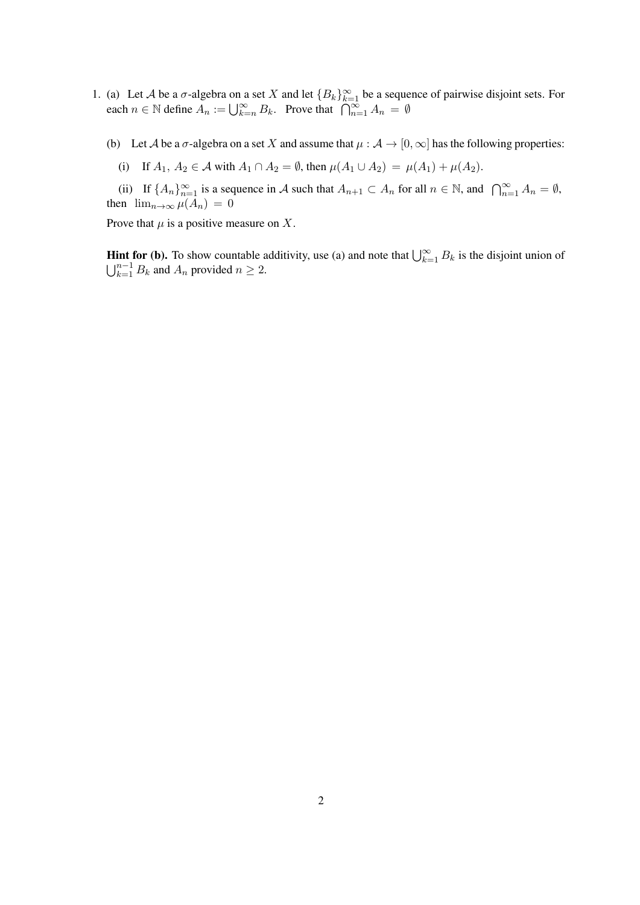1. (a) Let $\mathcal{A}$ be a $\sigma$-algebra on a set $X$ and let $\{B_k\}_{k=1}^{\infty}$ be a sequence of pairwise disjoint sets. For each $n \in \mathbb{N}$ define $A_n := \bigcup_{k=n}^{\infty} B_k$. Prove that $\bigcap_{n=1}^{\infty} A_n = \emptyset$

   (b) Let $\mathcal{A}$ be a $\sigma$-algebra on a set $X$ and assume that $\mu : \mathcal{A} \to [0, \infty]$ has the following properties:

   (i) If $A_1, A_2 \in \mathcal{A}$ with $A_1 \cap A_2 = \emptyset$, then $\mu(A_1 \cup A_2) = \mu(A_1) + \mu(A_2)$.

   (ii) If $\{A_n\}_{n=1}^{\infty}$ is a sequence in $\mathcal{A}$ such that $A_{n+1} \subset A_n$ for all $n \in \mathbb{N}$, and $\bigcap_{n=1}^{\infty} A_n = \emptyset$, then $\lim_{n\to\infty} \mu(A_n) = 0$

   Prove that $\mu$ is a positive measure on $X$.

   **Hint for (b).** To show countable additivity, use (a) and note that $\bigcup_{k=1}^{\infty} B_k$ is the disjoint union of $\bigcup_{k=1}^{n-1} B_k$ and $A_n$ provided $n \geq 2$.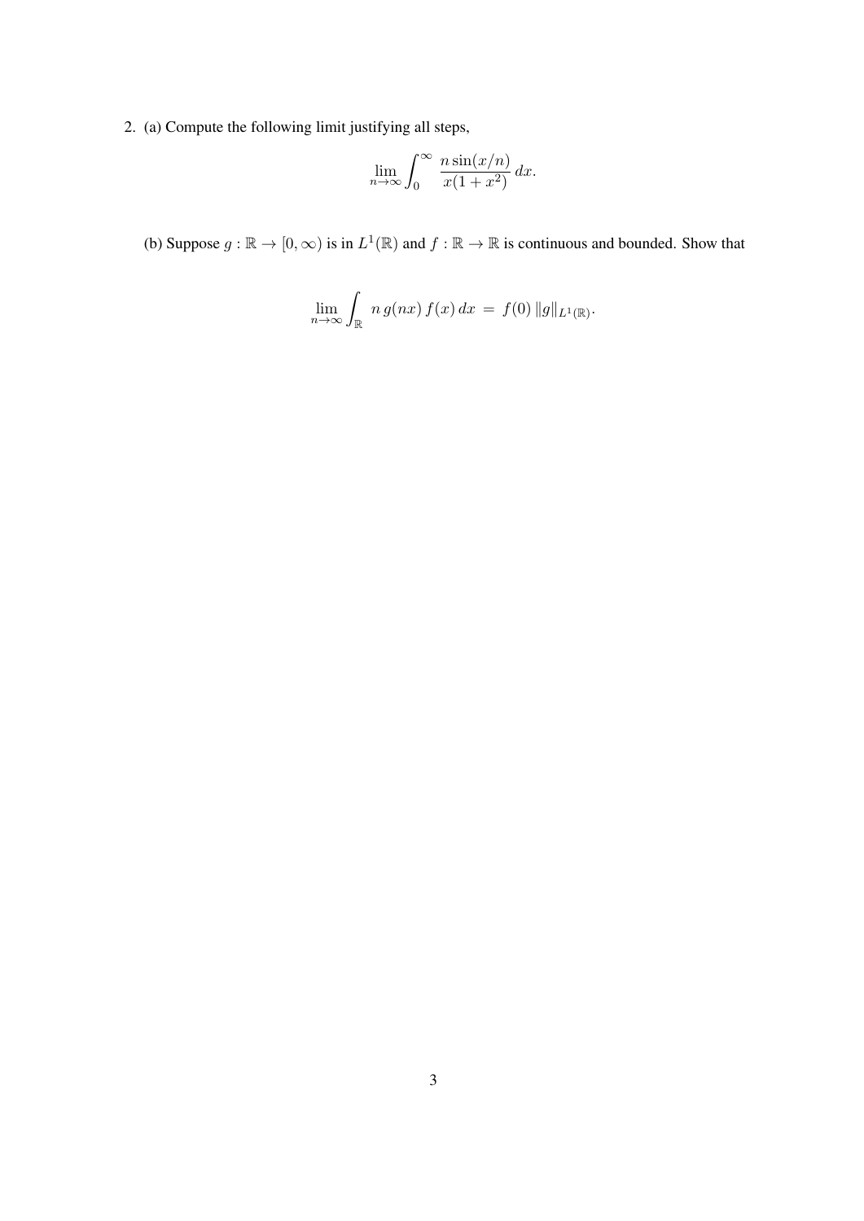2. (a) Compute the following limit justifying all steps,

$$\lim_{n\to\infty} \int_0^\infty \frac{n\sin(x/n)}{x(1+x^2)}\,dx.$$

(b) Suppose $g : \mathbb{R} \to [0, \infty)$ is in $L^1(\mathbb{R})$ and $f : \mathbb{R} \to \mathbb{R}$ is continuous and bounded. Show that

$$\lim_{n\to\infty} \int_{\mathbb{R}} n\,g(nx)\,f(x)\,dx \;=\; f(0)\,\|g\|_{L^1(\mathbb{R})}.$$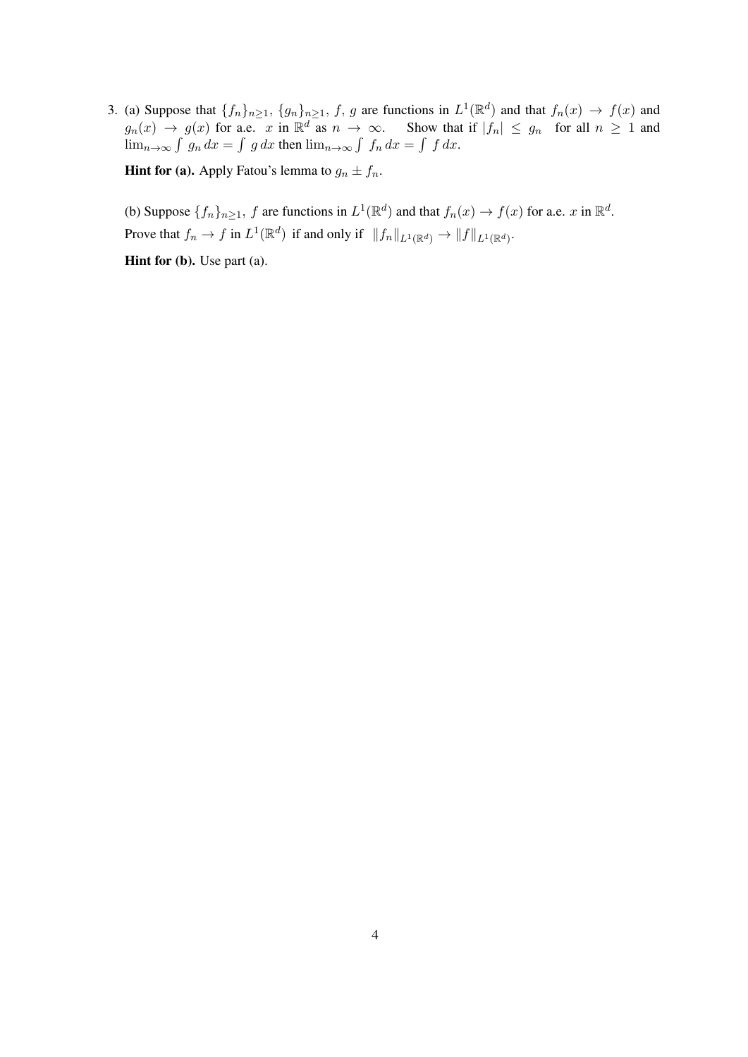3. (a) Suppose that $\{f_n\}_{n\geq 1}$, $\{g_n\}_{n\geq 1}$, $f$, $g$ are functions in $L^1(\mathbb{R}^d)$ and that $f_n(x) \to f(x)$ and $g_n(x) \to g(x)$ for a.e. $x$ in $\mathbb{R}^d$ as $n \to \infty$. Show that if $|f_n| \leq g_n$ for all $n \geq 1$ and $\lim_{n\to\infty} \int g_n \, dx = \int g \, dx$ then $\lim_{n\to\infty} \int f_n \, dx = \int f \, dx$.

**Hint for (a).** Apply Fatou's lemma to $g_n \pm f_n$.

(b) Suppose $\{f_n\}_{n\geq 1}$, $f$ are functions in $L^1(\mathbb{R}^d)$ and that $f_n(x) \to f(x)$ for a.e. $x$ in $\mathbb{R}^d$.

Prove that $f_n \to f$ in $L^1(\mathbb{R}^d)$ if and only if $\|f_n\|_{L^1(\mathbb{R}^d)} \to \|f\|_{L^1(\mathbb{R}^d)}$.

**Hint for (b).** Use part (a).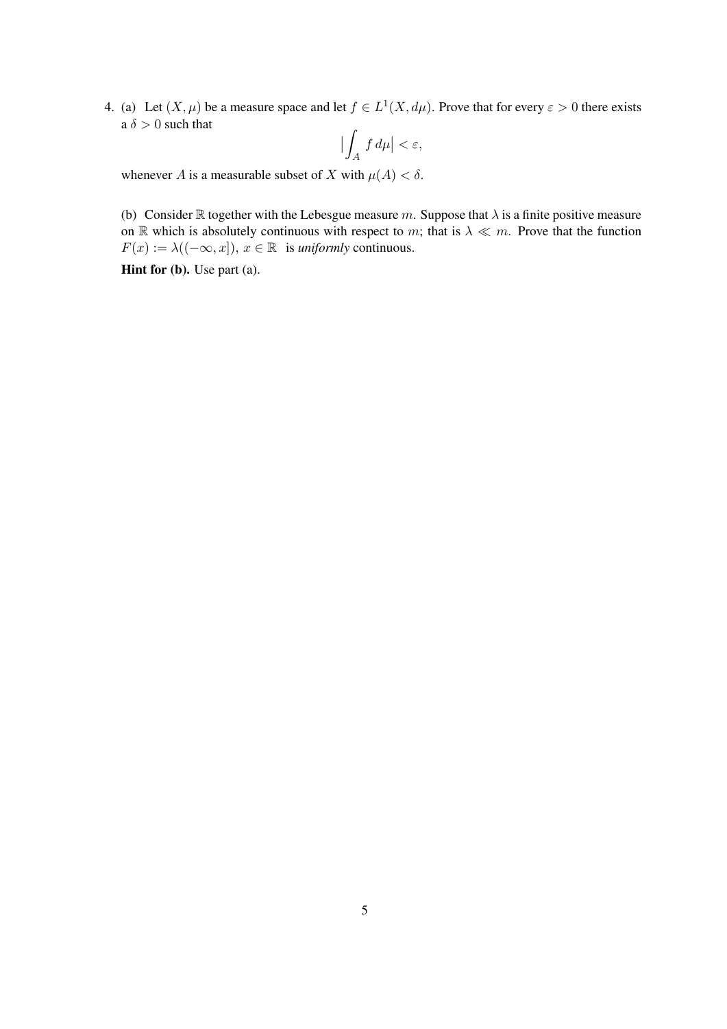4. (a) Let $(X, \mu)$ be a measure space and let $f \in L^1(X, d\mu)$. Prove that for every $\varepsilon > 0$ there exists a $\delta > 0$ such that

$$\Big| \int_A f \, d\mu \Big| < \varepsilon,$$

whenever $A$ is a measurable subset of $X$ with $\mu(A) < \delta$.

(b) Consider $\mathbb{R}$ together with the Lebesgue measure $m$. Suppose that $\lambda$ is a finite positive measure on $\mathbb{R}$ which is absolutely continuous with respect to $m$; that is $\lambda \ll m$. Prove that the function $F(x) := \lambda((-\infty, x]), \; x \in \mathbb{R}$ is *uniformly* continuous.

**Hint for (b).** Use part (a).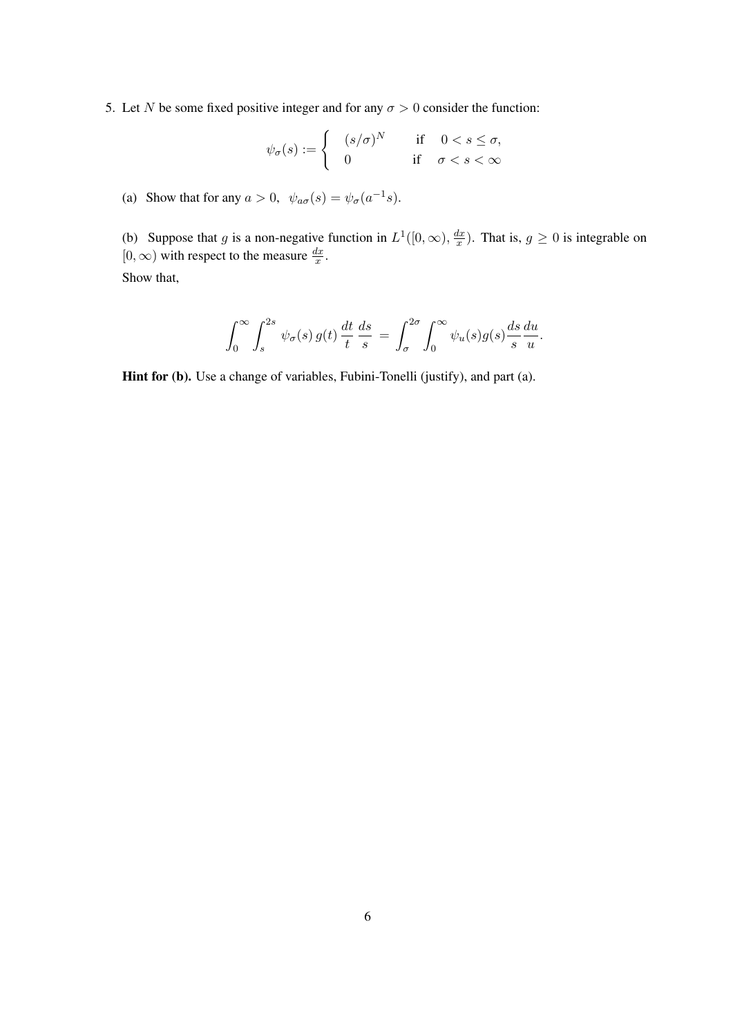5. Let $N$ be some fixed positive integer and for any $\sigma > 0$ consider the function:

$$\psi_\sigma(s) := \begin{cases} (s/\sigma)^N & \text{if} \quad 0 < s \leq \sigma, \\ 0 & \text{if} \quad \sigma < s < \infty \end{cases}$$

(a) Show that for any $a > 0$, $\psi_{a\sigma}(s) = \psi_\sigma(a^{-1}s)$.

(b) Suppose that $g$ is a non-negative function in $L^1([0,\infty), \frac{dx}{x})$. That is, $g \geq 0$ is integrable on $[0,\infty)$ with respect to the measure $\frac{dx}{x}$.

Show that,

$$\int_0^\infty \int_s^{2s} \psi_\sigma(s)\, g(t)\, \frac{dt}{t}\, \frac{ds}{s} \; = \; \int_\sigma^{2\sigma} \int_0^\infty \psi_u(s) g(s) \frac{ds}{s} \frac{du}{u}.$$

**Hint for (b).** Use a change of variables, Fubini-Tonelli (justify), and part (a).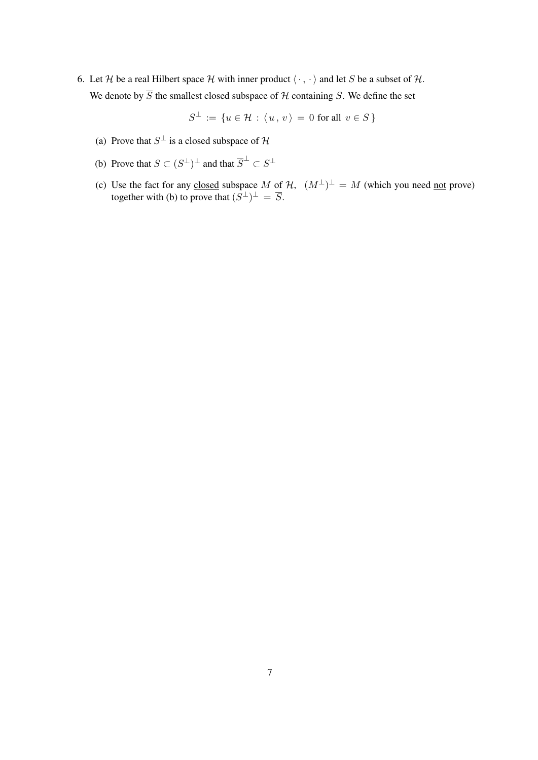6. Let $\mathcal{H}$ be a real Hilbert space $\mathcal{H}$ with inner product $\langle \cdot \, , \, \cdot \rangle$ and let $S$ be a subset of $\mathcal{H}$.

   We denote by $\overline{S}$ the smallest closed subspace of $\mathcal{H}$ containing $S$. We define the set

$$S^{\perp} := \{ u \in \mathcal{H} \, : \, \langle \, u \, , \, v \, \rangle \, = \, 0 \text{ for all } \, v \in S \, \}$$

   (a) Prove that $S^{\perp}$ is a closed subspace of $\mathcal{H}$

   (b) Prove that $S \subset (S^{\perp})^{\perp}$ and that $\overline{S}^{\perp} \subset S^{\perp}$

   (c) Use the fact for any closed subspace $M$ of $\mathcal{H}$, $\; (M^{\perp})^{\perp} \, = \, M$ (which you need not prove) together with (b) to prove that $(S^{\perp})^{\perp} \, = \, \overline{S}$.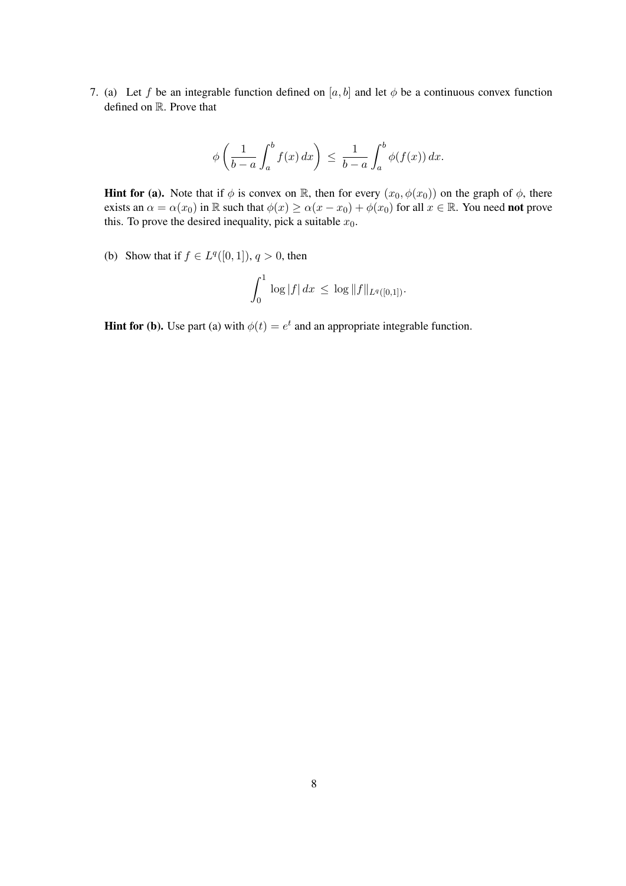7. (a) Let $f$ be an integrable function defined on $[a, b]$ and let $\phi$ be a continuous convex function defined on $\mathbb{R}$. Prove that

$$\phi\left(\frac{1}{b-a}\int_a^b f(x)\,dx\right) \;\leq\; \frac{1}{b-a}\int_a^b \phi(f(x))\,dx.$$

**Hint for (a).** Note that if $\phi$ is convex on $\mathbb{R}$, then for every $(x_0, \phi(x_0))$ on the graph of $\phi$, there exists an $\alpha = \alpha(x_0)$ in $\mathbb{R}$ such that $\phi(x) \geq \alpha(x - x_0) + \phi(x_0)$ for all $x \in \mathbb{R}$. You need **not** prove this. To prove the desired inequality, pick a suitable $x_0$.

(b) Show that if $f \in L^q([0, 1])$, $q > 0$, then

$$\int_0^1 \log|f|\,dx \;\leq\; \log\|f\|_{L^q([0,1])}.$$

**Hint for (b).** Use part (a) with $\phi(t) = e^t$ and an appropriate integrable function.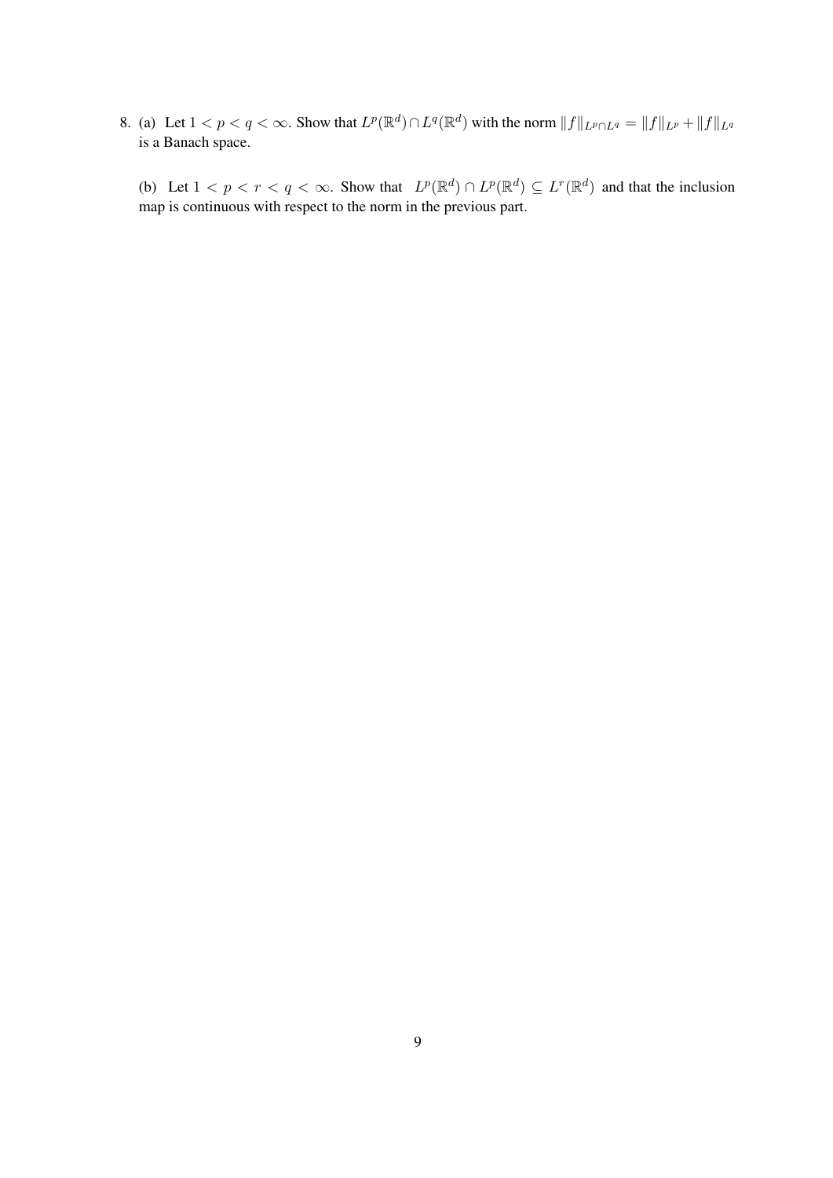8. (a) Let $1 < p < q < \infty$. Show that $L^p(\mathbb{R}^d) \cap L^q(\mathbb{R}^d)$ with the norm $\|f\|_{L^p \cap L^q} = \|f\|_{L^p} + \|f\|_{L^q}$ is a Banach space.

   (b) Let $1 < p < r < q < \infty$. Show that $L^p(\mathbb{R}^d) \cap L^p(\mathbb{R}^d) \subseteq L^r(\mathbb{R}^d)$ and that the inclusion map is continuous with respect to the norm in the previous part.